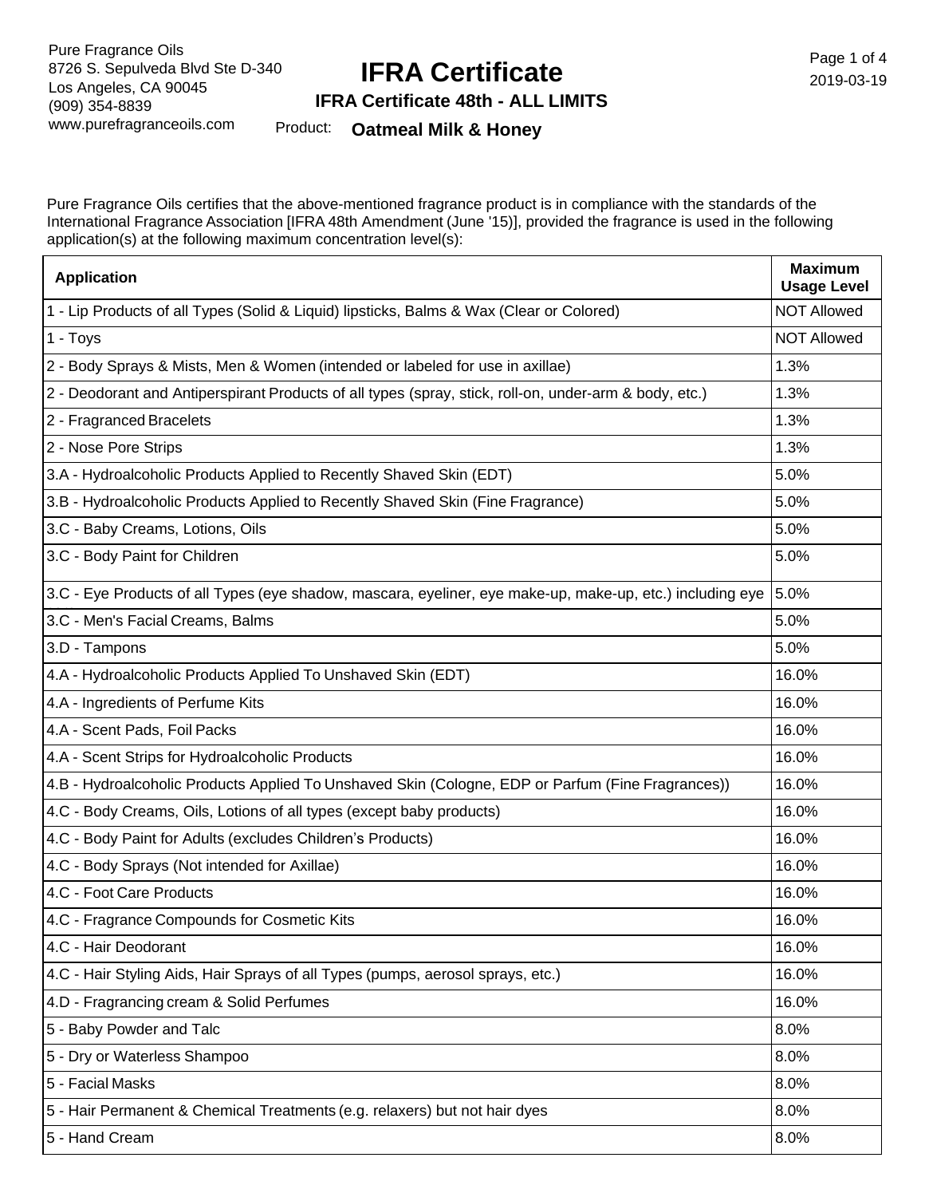Pure Fragrance Oils
8726 S. Sepulveda Blvd Ste D-340
Los Angeles, CA 90045
(909) 354-8839
www.purefragranceoils.com

# IFRA Certificate

## IFRA Certificate 48th - ALL LIMITS

Product: **Oatmeal Milk & Honey**

2019-03-19

Pure Fragrance Oils certifies that the above-mentioned fragrance product is in compliance with the standards of the International Fragrance Association [IFRA 48th Amendment (June '15)], provided the fragrance is used in the following application(s) at the following maximum concentration level(s):

| Application | Maximum Usage Level |
|---|---|
| 1 - Lip Products of all Types (Solid & Liquid) lipsticks, Balms & Wax (Clear or Colored) | NOT Allowed |
| 1 - Toys | NOT Allowed |
| 2 - Body Sprays & Mists, Men & Women (intended or labeled for use in axillae) | 1.3% |
| 2 - Deodorant and Antiperspirant Products of all types (spray, stick, roll-on, under-arm & body, etc.) | 1.3% |
| 2 - Fragranced Bracelets | 1.3% |
| 2 - Nose Pore Strips | 1.3% |
| 3.A - Hydroalcoholic Products Applied to Recently Shaved Skin (EDT) | 5.0% |
| 3.B - Hydroalcoholic Products Applied to Recently Shaved Skin (Fine Fragrance) | 5.0% |
| 3.C - Baby Creams, Lotions, Oils | 5.0% |
| 3.C - Body Paint for Children | 5.0% |
| 3.C - Eye Products of all Types (eye shadow, mascara, eyeliner, eye make-up, make-up, etc.) including eye | 5.0% |
| 3.C - Men's Facial Creams, Balms | 5.0% |
| 3.D - Tampons | 5.0% |
| 4.A - Hydroalcoholic Products Applied To Unshaved Skin (EDT) | 16.0% |
| 4.A - Ingredients of Perfume Kits | 16.0% |
| 4.A - Scent Pads, Foil Packs | 16.0% |
| 4.A - Scent Strips for Hydroalcoholic Products | 16.0% |
| 4.B - Hydroalcoholic Products Applied To Unshaved Skin (Cologne, EDP or Parfum (Fine Fragrances)) | 16.0% |
| 4.C - Body Creams, Oils, Lotions of all types (except baby products) | 16.0% |
| 4.C - Body Paint for Adults (excludes Children's Products) | 16.0% |
| 4.C - Body Sprays (Not intended for Axillae) | 16.0% |
| 4.C - Foot Care Products | 16.0% |
| 4.C - Fragrance Compounds for Cosmetic Kits | 16.0% |
| 4.C - Hair Deodorant | 16.0% |
| 4.C - Hair Styling Aids, Hair Sprays of all Types (pumps, aerosol sprays, etc.) | 16.0% |
| 4.D - Fragrancing cream & Solid Perfumes | 16.0% |
| 5 - Baby Powder and Talc | 8.0% |
| 5 - Dry or Waterless Shampoo | 8.0% |
| 5 - Facial Masks | 8.0% |
| 5 - Hair Permanent & Chemical Treatments (e.g. relaxers) but not hair dyes | 8.0% |
| 5 - Hand Cream | 8.0% |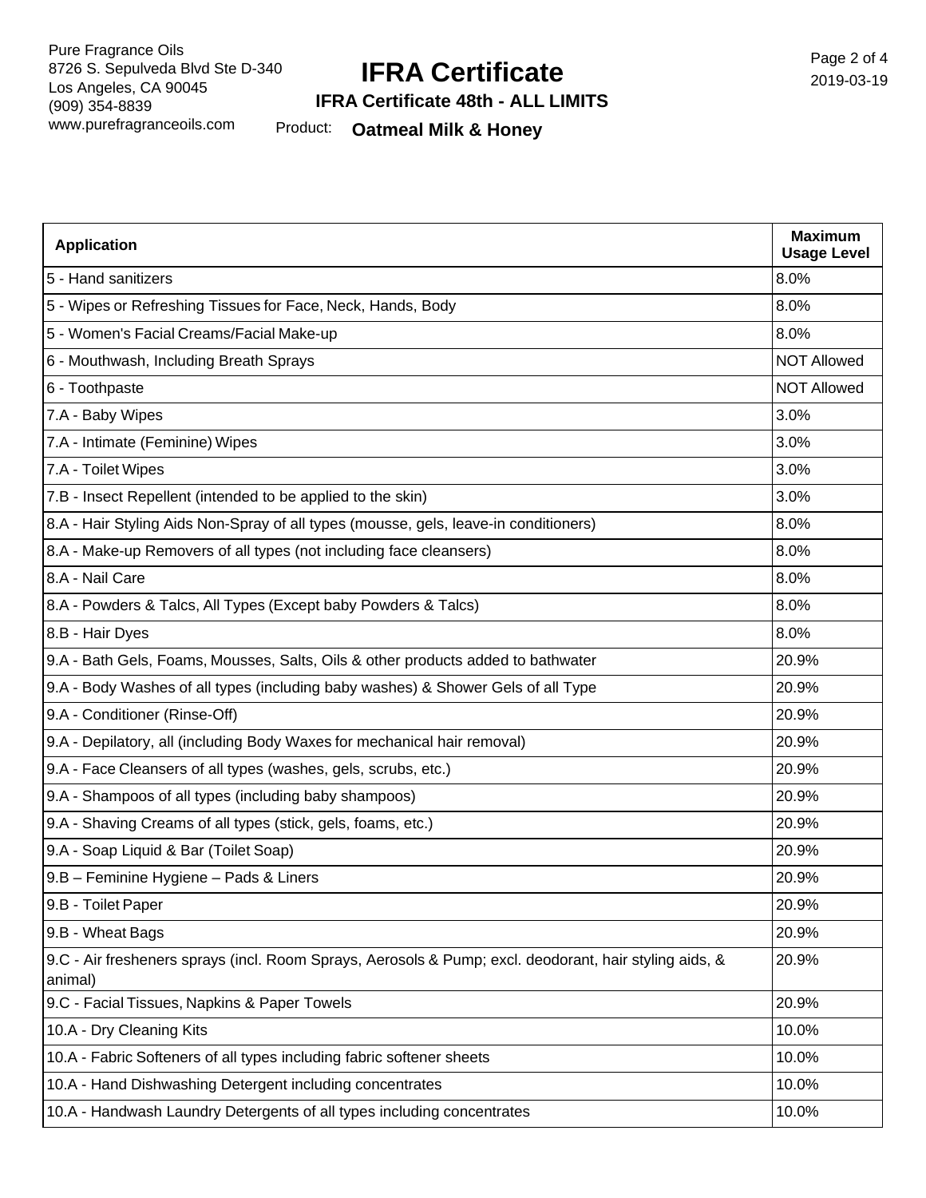| Application | Maximum Usage Level |
|---|---|
| 5 - Hand sanitizers | 8.0% |
| 5 - Wipes or Refreshing Tissues for Face, Neck, Hands, Body | 8.0% |
| 5 - Women's Facial Creams/Facial Make-up | 8.0% |
| 6 - Mouthwash, Including Breath Sprays | NOT Allowed |
| 6 - Toothpaste | NOT Allowed |
| 7.A - Baby Wipes | 3.0% |
| 7.A - Intimate (Feminine) Wipes | 3.0% |
| 7.A - Toilet Wipes | 3.0% |
| 7.B - Insect Repellent (intended to be applied to the skin) | 3.0% |
| 8.A - Hair Styling Aids Non-Spray of all types (mousse, gels, leave-in conditioners) | 8.0% |
| 8.A - Make-up Removers of all types (not including face cleansers) | 8.0% |
| 8.A - Nail Care | 8.0% |
| 8.A - Powders & Talcs, All Types (Except baby Powders & Talcs) | 8.0% |
| 8.B - Hair Dyes | 8.0% |
| 9.A - Bath Gels, Foams, Mousses, Salts, Oils & other products added to bathwater | 20.9% |
| 9.A - Body Washes of all types (including baby washes) & Shower Gels of all Type | 20.9% |
| 9.A - Conditioner (Rinse-Off) | 20.9% |
| 9.A - Depilatory, all (including Body Waxes for mechanical hair removal) | 20.9% |
| 9.A - Face Cleansers of all types (washes, gels, scrubs, etc.) | 20.9% |
| 9.A - Shampoos of all types (including baby shampoos) | 20.9% |
| 9.A - Shaving Creams of all types (stick, gels, foams, etc.) | 20.9% |
| 9.A - Soap Liquid & Bar (Toilet Soap) | 20.9% |
| 9.B – Feminine Hygiene – Pads & Liners | 20.9% |
| 9.B - Toilet Paper | 20.9% |
| 9.B - Wheat Bags | 20.9% |
| 9.C - Air fresheners sprays (incl. Room Sprays, Aerosols & Pump; excl. deodorant, hair styling aids, & animal) | 20.9% |
| 9.C - Facial Tissues, Napkins & Paper Towels | 20.9% |
| 10.A - Dry Cleaning Kits | 10.0% |
| 10.A - Fabric Softeners of all types including fabric softener sheets | 10.0% |
| 10.A - Hand Dishwashing Detergent including concentrates | 10.0% |
| 10.A - Handwash Laundry Detergents of all types including concentrates | 10.0% |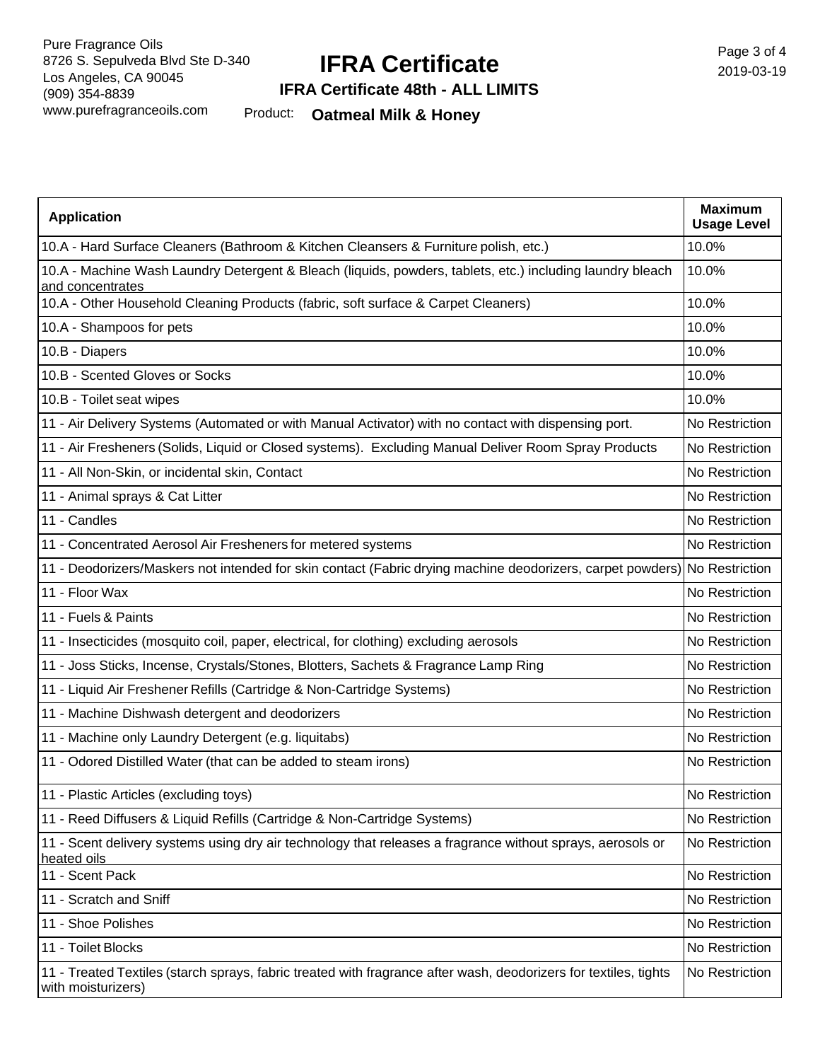Pure Fragrance Oils
8726 S. Sepulveda Blvd Ste D-340
Los Angeles, CA 90045
(909) 354-8839
www.purefragranceoils.com

# IFRA Certificate

## IFRA Certificate 48th - ALL LIMITS

Product: **Oatmeal Milk & Honey**

| Application | Maximum Usage Level |
|---|---|
| 10.A - Hard Surface Cleaners (Bathroom & Kitchen Cleansers & Furniture polish, etc.) | 10.0% |
| 10.A - Machine Wash Laundry Detergent & Bleach (liquids, powders, tablets, etc.) including laundry bleach and concentrates | 10.0% |
| 10.A - Other Household Cleaning Products (fabric, soft surface & Carpet Cleaners) | 10.0% |
| 10.A - Shampoos for pets | 10.0% |
| 10.B - Diapers | 10.0% |
| 10.B - Scented Gloves or Socks | 10.0% |
| 10.B - Toilet seat wipes | 10.0% |
| 11 - Air Delivery Systems (Automated or with Manual Activator) with no contact with dispensing port. | No Restriction |
| 11 - Air Fresheners (Solids, Liquid or Closed systems). Excluding Manual Deliver Room Spray Products | No Restriction |
| 11 - All Non-Skin, or incidental skin, Contact | No Restriction |
| 11 - Animal sprays & Cat Litter | No Restriction |
| 11 - Candles | No Restriction |
| 11 - Concentrated Aerosol Air Fresheners for metered systems | No Restriction |
| 11 - Deodorizers/Maskers not intended for skin contact (Fabric drying machine deodorizers, carpet powders) | No Restriction |
| 11 - Floor Wax | No Restriction |
| 11 - Fuels & Paints | No Restriction |
| 11 - Insecticides (mosquito coil, paper, electrical, for clothing) excluding aerosols | No Restriction |
| 11 - Joss Sticks, Incense, Crystals/Stones, Blotters, Sachets & Fragrance Lamp Ring | No Restriction |
| 11 - Liquid Air Freshener Refills (Cartridge & Non-Cartridge Systems) | No Restriction |
| 11 - Machine Dishwash detergent and deodorizers | No Restriction |
| 11 - Machine only Laundry Detergent (e.g. liquitabs) | No Restriction |
| 11 - Odored Distilled Water (that can be added to steam irons) | No Restriction |
| 11 - Plastic Articles (excluding toys) | No Restriction |
| 11 - Reed Diffusers & Liquid Refills (Cartridge & Non-Cartridge Systems) | No Restriction |
| 11 - Scent delivery systems using dry air technology that releases a fragrance without sprays, aerosols or heated oils | No Restriction |
| 11 - Scent Pack | No Restriction |
| 11 - Scratch and Sniff | No Restriction |
| 11 - Shoe Polishes | No Restriction |
| 11 - Toilet Blocks | No Restriction |
| 11 - Treated Textiles (starch sprays, fabric treated with fragrance after wash, deodorizers for textiles, tights with moisturizers) | No Restriction |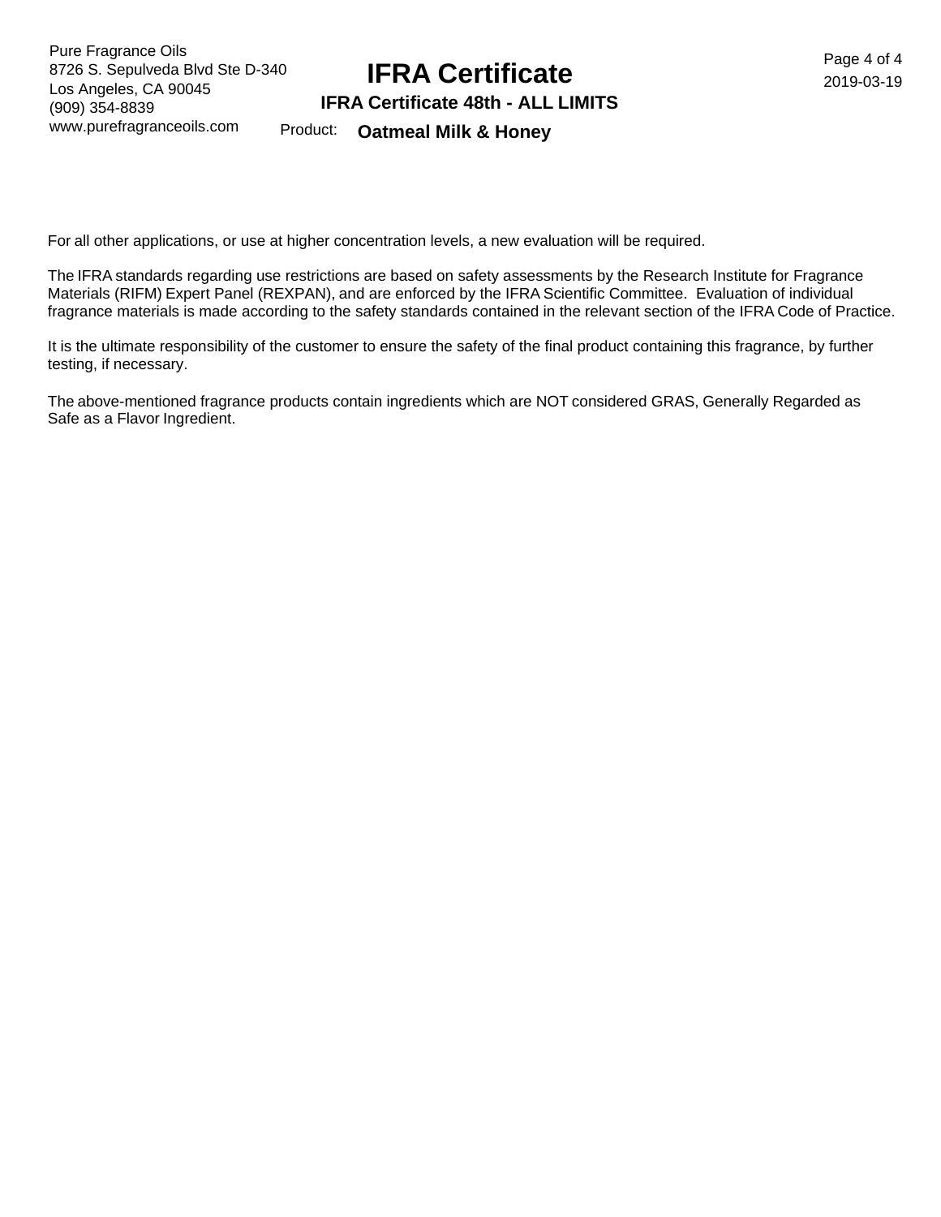For all other applications, or use at higher concentration levels, a new evaluation will be required.

The IFRA standards regarding use restrictions are based on safety assessments by the Research Institute for Fragrance Materials (RIFM) Expert Panel (REXPAN), and are enforced by the IFRA Scientific Committee. Evaluation of individual fragrance materials is made according to the safety standards contained in the relevant section of the IFRA Code of Practice.

It is the ultimate responsibility of the customer to ensure the safety of the final product containing this fragrance, by further testing, if necessary.

The above-mentioned fragrance products contain ingredients which are NOT considered GRAS, Generally Regarded as Safe as a Flavor Ingredient.